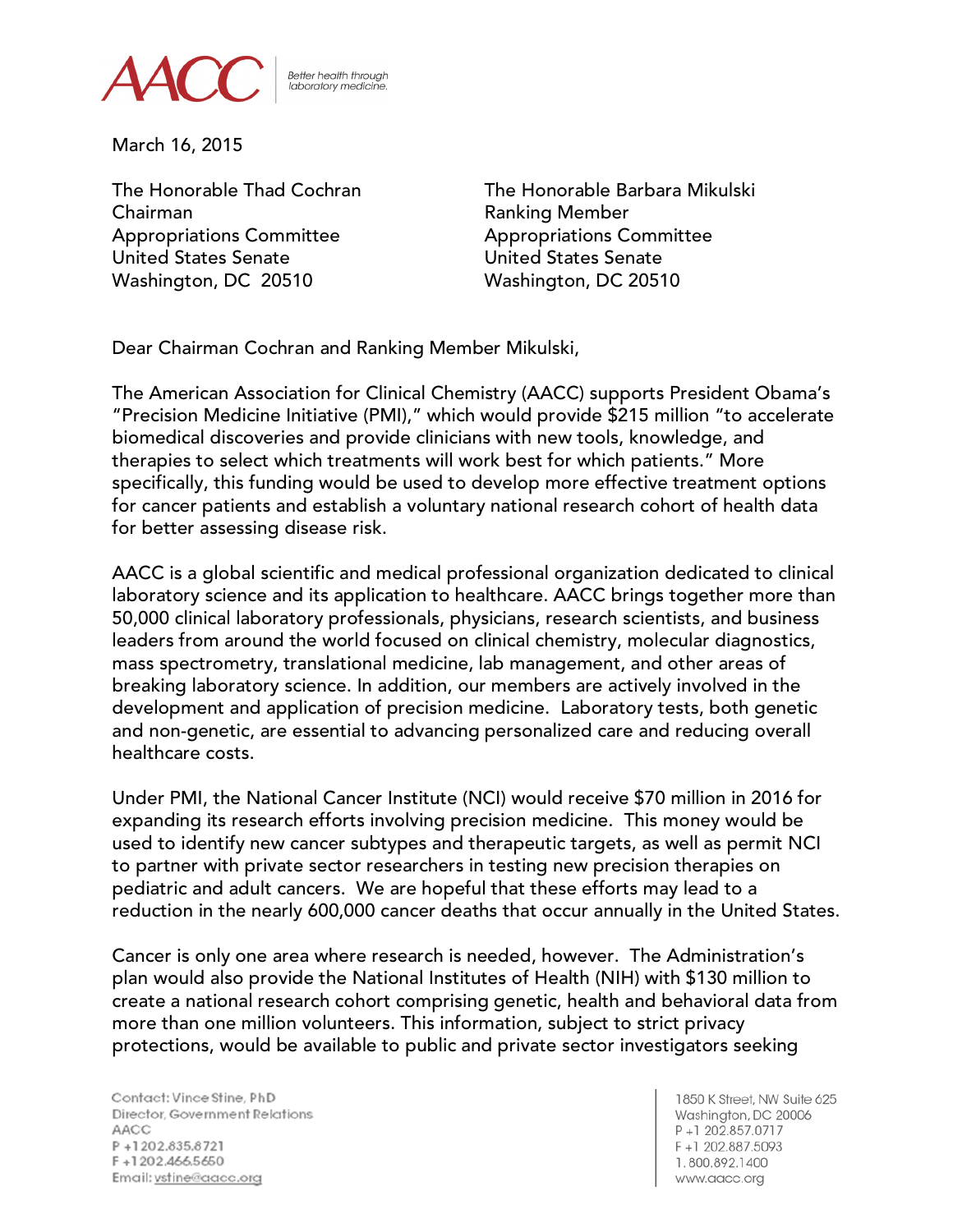AACC | Better health through laboratory medicine.

March 16, 2015

The Honorable Thad Cochran
Chairman
Appropriations Committee
United States Senate
Washington, DC 20510

The Honorable Barbara Mikulski
Ranking Member
Appropriations Committee
United States Senate
Washington, DC 20510

Dear Chairman Cochran and Ranking Member Mikulski,

The American Association for Clinical Chemistry (AACC) supports President Obama's "Precision Medicine Initiative (PMI)," which would provide $215 million "to accelerate biomedical discoveries and provide clinicians with new tools, knowledge, and therapies to select which treatments will work best for which patients." More specifically, this funding would be used to develop more effective treatment options for cancer patients and establish a voluntary national research cohort of health data for better assessing disease risk.

AACC is a global scientific and medical professional organization dedicated to clinical laboratory science and its application to healthcare. AACC brings together more than 50,000 clinical laboratory professionals, physicians, research scientists, and business leaders from around the world focused on clinical chemistry, molecular diagnostics, mass spectrometry, translational medicine, lab management, and other areas of breaking laboratory science. In addition, our members are actively involved in the development and application of precision medicine. Laboratory tests, both genetic and non-genetic, are essential to advancing personalized care and reducing overall healthcare costs.

Under PMI, the National Cancer Institute (NCI) would receive $70 million in 2016 for expanding its research efforts involving precision medicine. This money would be used to identify new cancer subtypes and therapeutic targets, as well as permit NCI to partner with private sector researchers in testing new precision therapies on pediatric and adult cancers. We are hopeful that these efforts may lead to a reduction in the nearly 600,000 cancer deaths that occur annually in the United States.

Cancer is only one area where research is needed, however. The Administration's plan would also provide the National Institutes of Health (NIH) with $130 million to create a national research cohort comprising genetic, health and behavioral data from more than one million volunteers. This information, subject to strict privacy protections, would be available to public and private sector investigators seeking

Contact: Vince Stine, PhD
Director, Government Relations
AACC
P +1 202.835.8721
F +1 202.466.5650
Email: vstine@aacc.org

1850 K Street, NW Suite 625
Washington, DC 20006
P +1 202.857.0717
F +1 202.887.5093
1.800.892.1400
www.aacc.org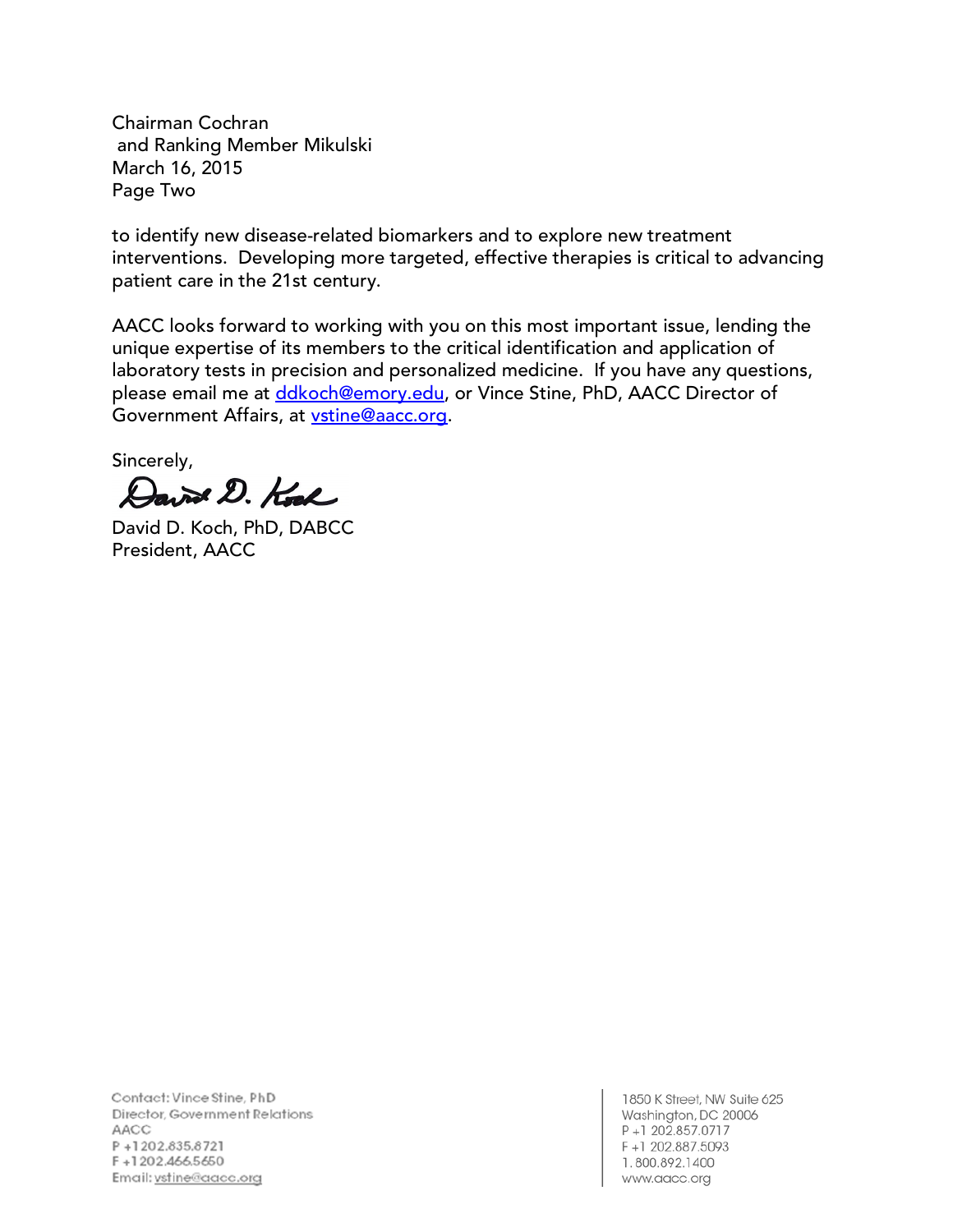Chairman Cochran
and Ranking Member Mikulski
March 16, 2015
Page Two

to identify new disease-related biomarkers and to explore new treatment interventions. Developing more targeted, effective therapies is critical to advancing patient care in the 21st century.

AACC looks forward to working with you on this most important issue, lending the unique expertise of its members to the critical identification and application of laboratory tests in precision and personalized medicine. If you have any questions, please email me at ddkoch@emory.edu, or Vince Stine, PhD, AACC Director of Government Affairs, at vstine@aacc.org.

Sincerely,

David D. Koch

David D. Koch, PhD, DABCC
President, AACC

Contact: Vince Stine, PhD
Director, Government Relations
AACC
P +1 202.835.8721
F +1 202.466.5650
Email: vstine@aacc.org

1850 K Street, NW Suite 625
Washington, DC 20006
P +1 202.857.0717
F +1 202.887.5093
1.800.892.1400
www.aacc.org